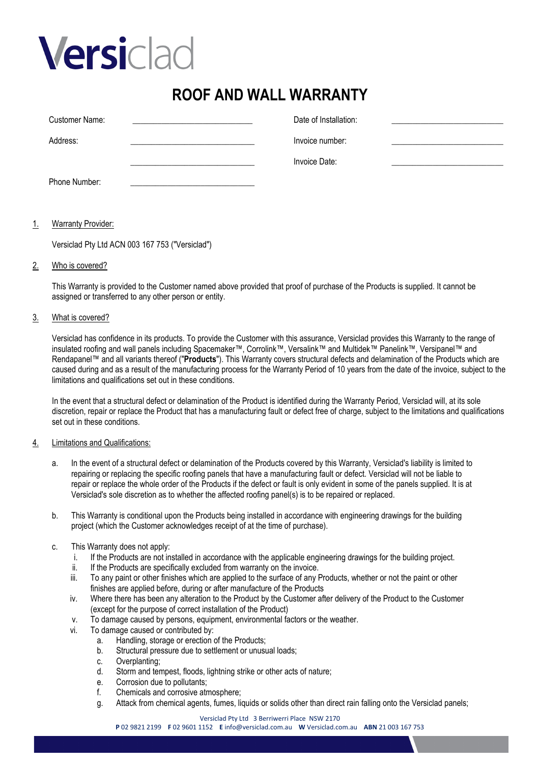Versiclad

# ROOF AND WALL WARRANTY

| Customer Name: | ____________________ | Date of Installation: | ____________________ |
|---|---|---|---|
| Address: | ____________________ | Invoice number: | ____________________ |
| | ____________________ | Invoice Date: | ____________________ |
| Phone Number: | ____________________ | | |

1. Warranty Provider:

   Versiclad Pty Ltd ACN 003 167 753 ("Versiclad")

2. Who is covered?

   This Warranty is provided to the Customer named above provided that proof of purchase of the Products is supplied. It cannot be assigned or transferred to any other person or entity.

3. What is covered?

   Versiclad has confidence in its products. To provide the Customer with this assurance, Versiclad provides this Warranty to the range of insulated roofing and wall panels including Spacemaker™, Corrolink™, Versalink™ and Multidek™ Panelink™, Versipanel™ and Rendapanel™ and all variants thereof ("**Products**"). This Warranty covers structural defects and delamination of the Products which are caused during and as a result of the manufacturing process for the Warranty Period of 10 years from the date of the invoice, subject to the limitations and qualifications set out in these conditions.

   In the event that a structural defect or delamination of the Product is identified during the Warranty Period, Versiclad will, at its sole discretion, repair or replace the Product that has a manufacturing fault or defect free of charge, subject to the limitations and qualifications set out in these conditions.

4. Limitations and Qualifications:

   a. In the event of a structural defect or delamination of the Products covered by this Warranty, Versiclad's liability is limited to repairing or replacing the specific roofing panels that have a manufacturing fault or defect. Versiclad will not be liable to repair or replace the whole order of the Products if the defect or fault is only evident in some of the panels supplied. It is at Versiclad's sole discretion as to whether the affected roofing panel(s) is to be repaired or replaced.

   b. This Warranty is conditional upon the Products being installed in accordance with engineering drawings for the building project (which the Customer acknowledges receipt of at the time of purchase).

   c. This Warranty does not apply:
      i. If the Products are not installed in accordance with the applicable engineering drawings for the building project.
      ii. If the Products are specifically excluded from warranty on the invoice.
      iii. To any paint or other finishes which are applied to the surface of any Products, whether or not the paint or other finishes are applied before, during or after manufacture of the Products
      iv. Where there has been any alteration to the Product by the Customer after delivery of the Product to the Customer (except for the purpose of correct installation of the Product)
      v. To damage caused by persons, equipment, environmental factors or the weather.
      vi. To damage caused or contributed by:
         a. Handling, storage or erection of the Products;
         b. Structural pressure due to settlement or unusual loads;
         c. Overplanting;
         d. Storm and tempest, floods, lightning strike or other acts of nature;
         e. Corrosion due to pollutants;
         f. Chemicals and corrosive atmosphere;
         g. Attack from chemical agents, fumes, liquids or solids other than direct rain falling onto the Versiclad panels;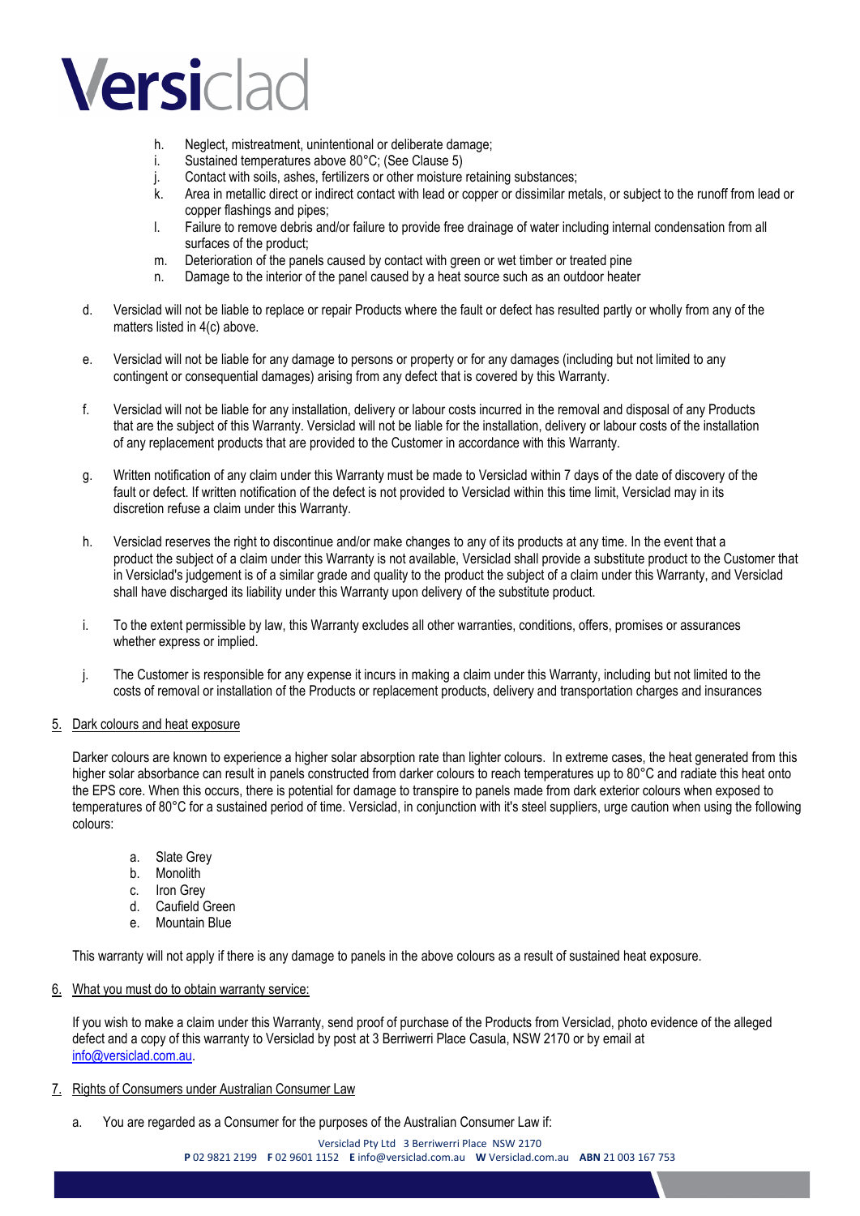h. Neglect, mistreatment, unintentional or deliberate damage;
i. Sustained temperatures above 80°C; (See Clause 5)
j. Contact with soils, ashes, fertilizers or other moisture retaining substances;
k. Area in metallic direct or indirect contact with lead or copper or dissimilar metals, or subject to the runoff from lead or copper flashings and pipes;
l. Failure to remove debris and/or failure to provide free drainage of water including internal condensation from all surfaces of the product;
m. Deterioration of the panels caused by contact with green or wet timber or treated pine
n. Damage to the interior of the panel caused by a heat source such as an outdoor heater

d. Versiclad will not be liable to replace or repair Products where the fault or defect has resulted partly or wholly from any of the matters listed in 4(c) above.

e. Versiclad will not be liable for any damage to persons or property or for any damages (including but not limited to any contingent or consequential damages) arising from any defect that is covered by this Warranty.

f. Versiclad will not be liable for any installation, delivery or labour costs incurred in the removal and disposal of any Products that are the subject of this Warranty. Versiclad will not be liable for the installation, delivery or labour costs of the installation of any replacement products that are provided to the Customer in accordance with this Warranty.

g. Written notification of any claim under this Warranty must be made to Versiclad within 7 days of the date of discovery of the fault or defect. If written notification of the defect is not provided to Versiclad within this time limit, Versiclad may in its discretion refuse a claim under this Warranty.

h. Versiclad reserves the right to discontinue and/or make changes to any of its products at any time. In the event that a product the subject of a claim under this Warranty is not available, Versiclad shall provide a substitute product to the Customer that in Versiclad's judgement is of a similar grade and quality to the product the subject of a claim under this Warranty, and Versiclad shall have discharged its liability under this Warranty upon delivery of the substitute product.

i. To the extent permissible by law, this Warranty excludes all other warranties, conditions, offers, promises or assurances whether express or implied.

j. The Customer is responsible for any expense it incurs in making a claim under this Warranty, including but not limited to the costs of removal or installation of the Products or replacement products, delivery and transportation charges and insurances

5. Dark colours and heat exposure

Darker colours are known to experience a higher solar absorption rate than lighter colours. In extreme cases, the heat generated from this higher solar absorbance can result in panels constructed from darker colours to reach temperatures up to 80°C and radiate this heat onto the EPS core. When this occurs, there is potential for damage to transpire to panels made from dark exterior colours when exposed to temperatures of 80°C for a sustained period of time. Versiclad, in conjunction with it's steel suppliers, urge caution when using the following colours:

a. Slate Grey
b. Monolith
c. Iron Grey
d. Caufield Green
e. Mountain Blue

This warranty will not apply if there is any damage to panels in the above colours as a result of sustained heat exposure.

6. What you must do to obtain warranty service:

If you wish to make a claim under this Warranty, send proof of purchase of the Products from Versiclad, photo evidence of the alleged defect and a copy of this warranty to Versiclad by post at 3 Berriwerri Place Casula, NSW 2170 or by email at info@versiclad.com.au.

7. Rights of Consumers under Australian Consumer Law

a. You are regarded as a Consumer for the purposes of the Australian Consumer Law if: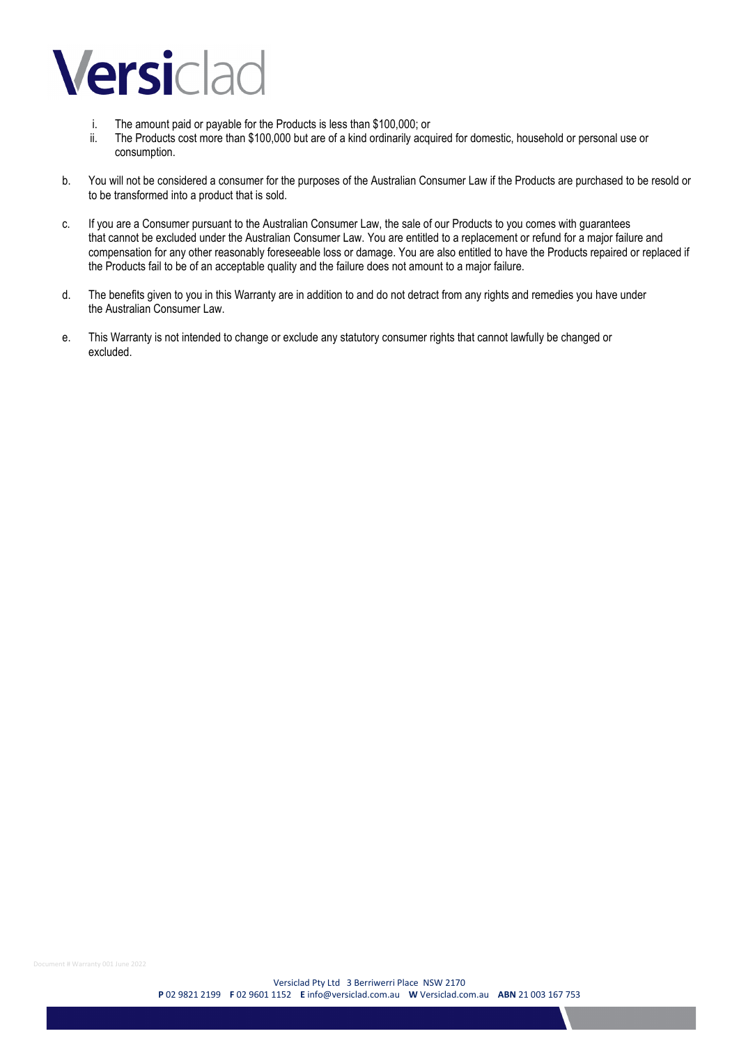i. The amount paid or payable for the Products is less than $100,000; or
ii. The Products cost more than $100,000 but are of a kind ordinarily acquired for domestic, household or personal use or consumption.

b. You will not be considered a consumer for the purposes of the Australian Consumer Law if the Products are purchased to be resold or to be transformed into a product that is sold.

c. If you are a Consumer pursuant to the Australian Consumer Law, the sale of our Products to you comes with guarantees that cannot be excluded under the Australian Consumer Law. You are entitled to a replacement or refund for a major failure and compensation for any other reasonably foreseeable loss or damage. You are also entitled to have the Products repaired or replaced if the Products fail to be of an acceptable quality and the failure does not amount to a major failure.

d. The benefits given to you in this Warranty are in addition to and do not detract from any rights and remedies you have under the Australian Consumer Law.

e. This Warranty is not intended to change or exclude any statutory consumer rights that cannot lawfully be changed or excluded.